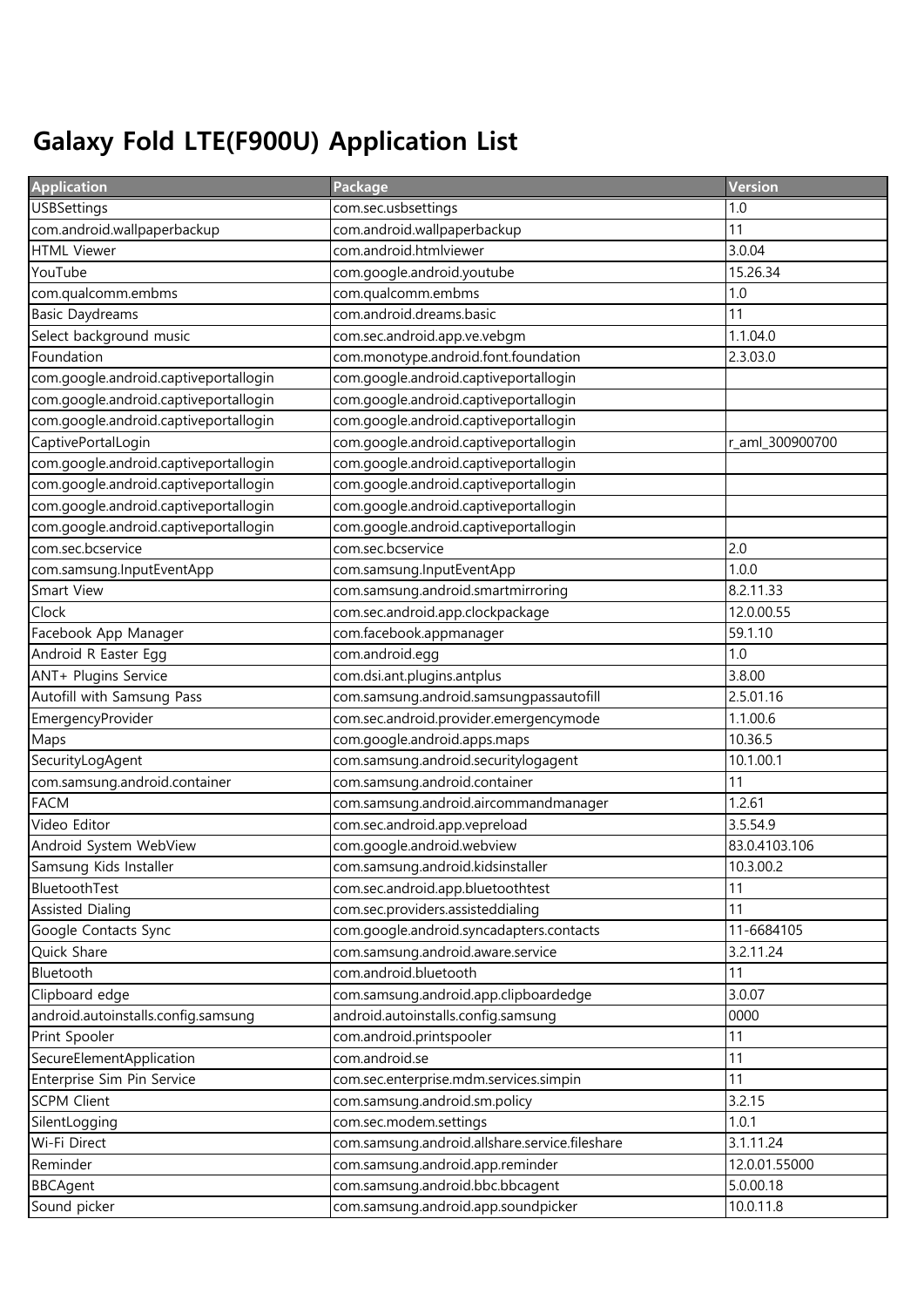# Galaxy Fold LTE(F900U) Application List

| Application | Package | Version |
|---|---|---|
| USBSettings | com.sec.usbsettings | 1.0 |
| com.android.wallpaperbackup | com.android.wallpaperbackup | 11 |
| HTML Viewer | com.android.htmlviewer | 3.0.04 |
| YouTube | com.google.android.youtube | 15.26.34 |
| com.qualcomm.embms | com.qualcomm.embms | 1.0 |
| Basic Daydreams | com.android.dreams.basic | 11 |
| Select background music | com.sec.android.app.ve.vebgm | 1.1.04.0 |
| Foundation | com.monotype.android.font.foundation | 2.3.03.0 |
| com.google.android.captiveportallogin | com.google.android.captiveportallogin | |
| com.google.android.captiveportallogin | com.google.android.captiveportallogin | |
| com.google.android.captiveportallogin | com.google.android.captiveportallogin | |
| CaptivePortalLogin | com.google.android.captiveportallogin | r_aml_300900700 |
| com.google.android.captiveportallogin | com.google.android.captiveportallogin | |
| com.google.android.captiveportallogin | com.google.android.captiveportallogin | |
| com.google.android.captiveportallogin | com.google.android.captiveportallogin | |
| com.google.android.captiveportallogin | com.google.android.captiveportallogin | |
| com.sec.bcservice | com.sec.bcservice | 2.0 |
| com.samsung.InputEventApp | com.samsung.InputEventApp | 1.0.0 |
| Smart View | com.samsung.android.smartmirroring | 8.2.11.33 |
| Clock | com.sec.android.app.clockpackage | 12.0.00.55 |
| Facebook App Manager | com.facebook.appmanager | 59.1.10 |
| Android R Easter Egg | com.android.egg | 1.0 |
| ANT+ Plugins Service | com.dsi.ant.plugins.antplus | 3.8.00 |
| Autofill with Samsung Pass | com.samsung.android.samsungpassautofill | 2.5.01.16 |
| EmergencyProvider | com.sec.android.provider.emergencymode | 1.1.00.6 |
| Maps | com.google.android.apps.maps | 10.36.5 |
| SecurityLogAgent | com.samsung.android.securitylogagent | 10.1.00.1 |
| com.samsung.android.container | com.samsung.android.container | 11 |
| FACM | com.samsung.android.aircommandmanager | 1.2.61 |
| Video Editor | com.sec.android.app.vepreload | 3.5.54.9 |
| Android System WebView | com.google.android.webview | 83.0.4103.106 |
| Samsung Kids Installer | com.samsung.android.kidsinstaller | 10.3.00.2 |
| BluetoothTest | com.sec.android.app.bluetoothtest | 11 |
| Assisted Dialing | com.sec.providers.assisteddialing | 11 |
| Google Contacts Sync | com.google.android.syncadapters.contacts | 11-6684105 |
| Quick Share | com.samsung.android.aware.service | 3.2.11.24 |
| Bluetooth | com.android.bluetooth | 11 |
| Clipboard edge | com.samsung.android.app.clipboardedge | 3.0.07 |
| android.autoinstalls.config.samsung | android.autoinstalls.config.samsung | 0000 |
| Print Spooler | com.android.printspooler | 11 |
| SecureElementApplication | com.android.se | 11 |
| Enterprise Sim Pin Service | com.sec.enterprise.mdm.services.simpin | 11 |
| SCPM Client | com.samsung.android.sm.policy | 3.2.15 |
| SilentLogging | com.sec.modem.settings | 1.0.1 |
| Wi-Fi Direct | com.samsung.android.allshare.service.fileshare | 3.1.11.24 |
| Reminder | com.samsung.android.app.reminder | 12.0.01.55000 |
| BBCAgent | com.samsung.android.bbc.bbcagent | 5.0.00.18 |
| Sound picker | com.samsung.android.app.soundpicker | 10.0.11.8 |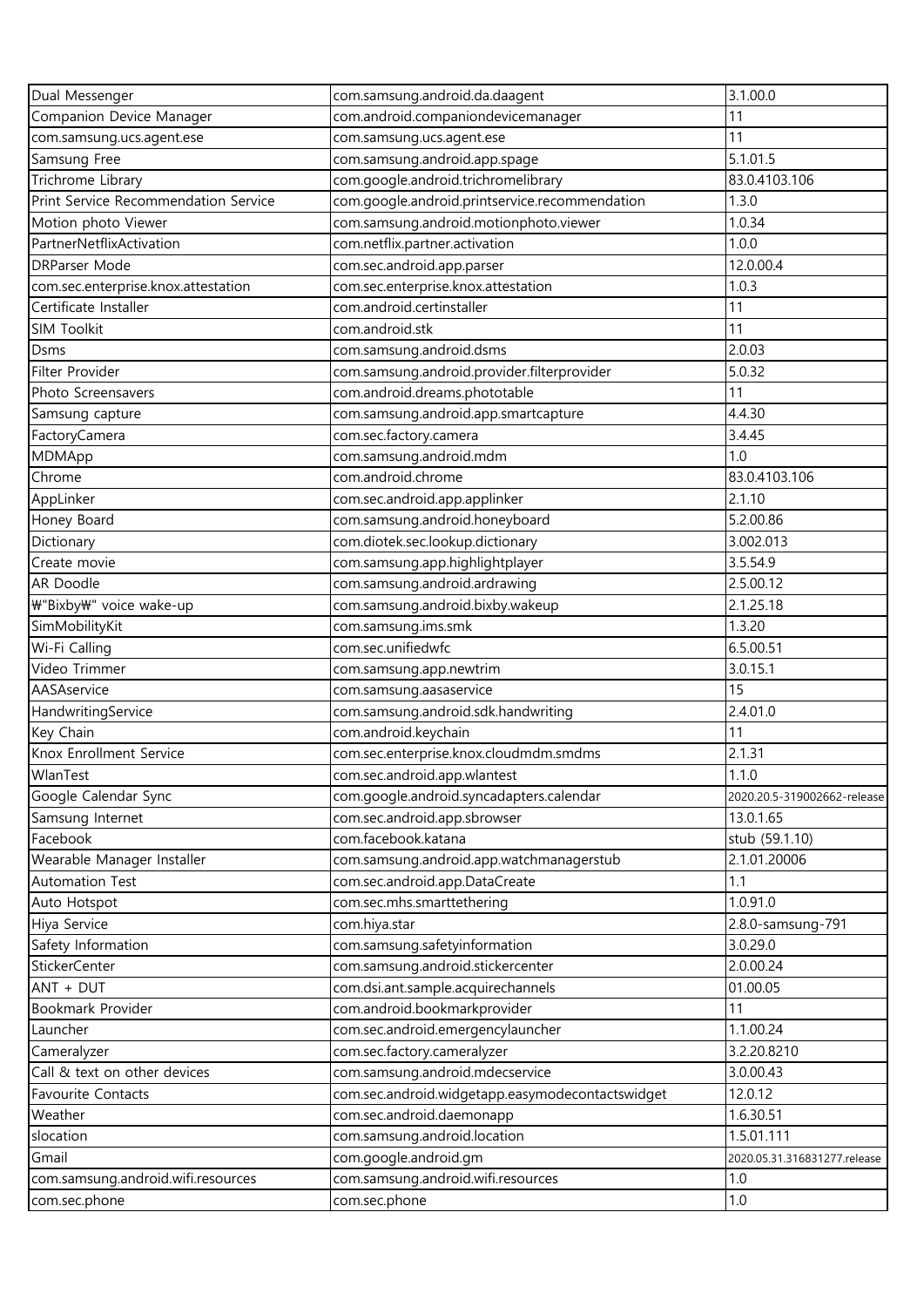| Dual Messenger | com.samsung.android.da.daagent | 3.1.00.0 |
|---|---|---|
| Companion Device Manager | com.android.companiondevicemanager | 11 |
| com.samsung.ucs.agent.ese | com.samsung.ucs.agent.ese | 11 |
| Samsung Free | com.samsung.android.app.spage | 5.1.01.5 |
| Trichrome Library | com.google.android.trichromelibrary | 83.0.4103.106 |
| Print Service Recommendation Service | com.google.android.printservice.recommendation | 1.3.0 |
| Motion photo Viewer | com.samsung.android.motionphoto.viewer | 1.0.34 |
| PartnerNetflixActivation | com.netflix.partner.activation | 1.0.0 |
| DRParser Mode | com.sec.android.app.parser | 12.0.00.4 |
| com.sec.enterprise.knox.attestation | com.sec.enterprise.knox.attestation | 1.0.3 |
| Certificate Installer | com.android.certinstaller | 11 |
| SIM Toolkit | com.android.stk | 11 |
| Dsms | com.samsung.android.dsms | 2.0.03 |
| Filter Provider | com.samsung.android.provider.filterprovider | 5.0.32 |
| Photo Screensavers | com.android.dreams.phototable | 11 |
| Samsung capture | com.samsung.android.app.smartcapture | 4.4.30 |
| FactoryCamera | com.sec.factory.camera | 3.4.45 |
| MDMApp | com.samsung.android.mdm | 1.0 |
| Chrome | com.android.chrome | 83.0.4103.106 |
| AppLinker | com.sec.android.app.applinker | 2.1.10 |
| Honey Board | com.samsung.android.honeyboard | 5.2.00.86 |
| Dictionary | com.diotek.sec.lookup.dictionary | 3.002.013 |
| Create movie | com.samsung.app.highlightplayer | 3.5.54.9 |
| AR Doodle | com.samsung.android.ardrawing | 2.5.00.12 |
| ₩"Bixby₩" voice wake-up | com.samsung.android.bixby.wakeup | 2.1.25.18 |
| SimMobilityKit | com.samsung.ims.smk | 1.3.20 |
| Wi-Fi Calling | com.sec.unifiedwfc | 6.5.00.51 |
| Video Trimmer | com.samsung.app.newtrim | 3.0.15.1 |
| AASAservice | com.samsung.aasaservice | 15 |
| HandwritingService | com.samsung.android.sdk.handwriting | 2.4.01.0 |
| Key Chain | com.android.keychain | 11 |
| Knox Enrollment Service | com.sec.enterprise.knox.cloudmdm.smdms | 2.1.31 |
| WlanTest | com.sec.android.app.wlantest | 1.1.0 |
| Google Calendar Sync | com.google.android.syncadapters.calendar | 2020.20.5-319002662-release |
| Samsung Internet | com.sec.android.app.sbrowser | 13.0.1.65 |
| Facebook | com.facebook.katana | stub (59.1.10) |
| Wearable Manager Installer | com.samsung.android.app.watchmanagerstub | 2.1.01.20006 |
| Automation Test | com.sec.android.app.DataCreate | 1.1 |
| Auto Hotspot | com.sec.mhs.smarttethering | 1.0.91.0 |
| Hiya Service | com.hiya.star | 2.8.0-samsung-791 |
| Safety Information | com.samsung.safetyinformation | 3.0.29.0 |
| StickerCenter | com.samsung.android.stickercenter | 2.0.00.24 |
| ANT + DUT | com.dsi.ant.sample.acquirechannels | 01.00.05 |
| Bookmark Provider | com.android.bookmarkprovider | 11 |
| Launcher | com.sec.android.emergencylauncher | 1.1.00.24 |
| Cameralyzer | com.sec.factory.cameralyzer | 3.2.20.8210 |
| Call & text on other devices | com.samsung.android.mdecservice | 3.0.00.43 |
| Favourite Contacts | com.sec.android.widgetapp.easymodecontactswidget | 12.0.12 |
| Weather | com.sec.android.daemonapp | 1.6.30.51 |
| slocation | com.samsung.android.location | 1.5.01.111 |
| Gmail | com.google.android.gm | 2020.05.31.316831277.release |
| com.samsung.android.wifi.resources | com.samsung.android.wifi.resources | 1.0 |
| com.sec.phone | com.sec.phone | 1.0 |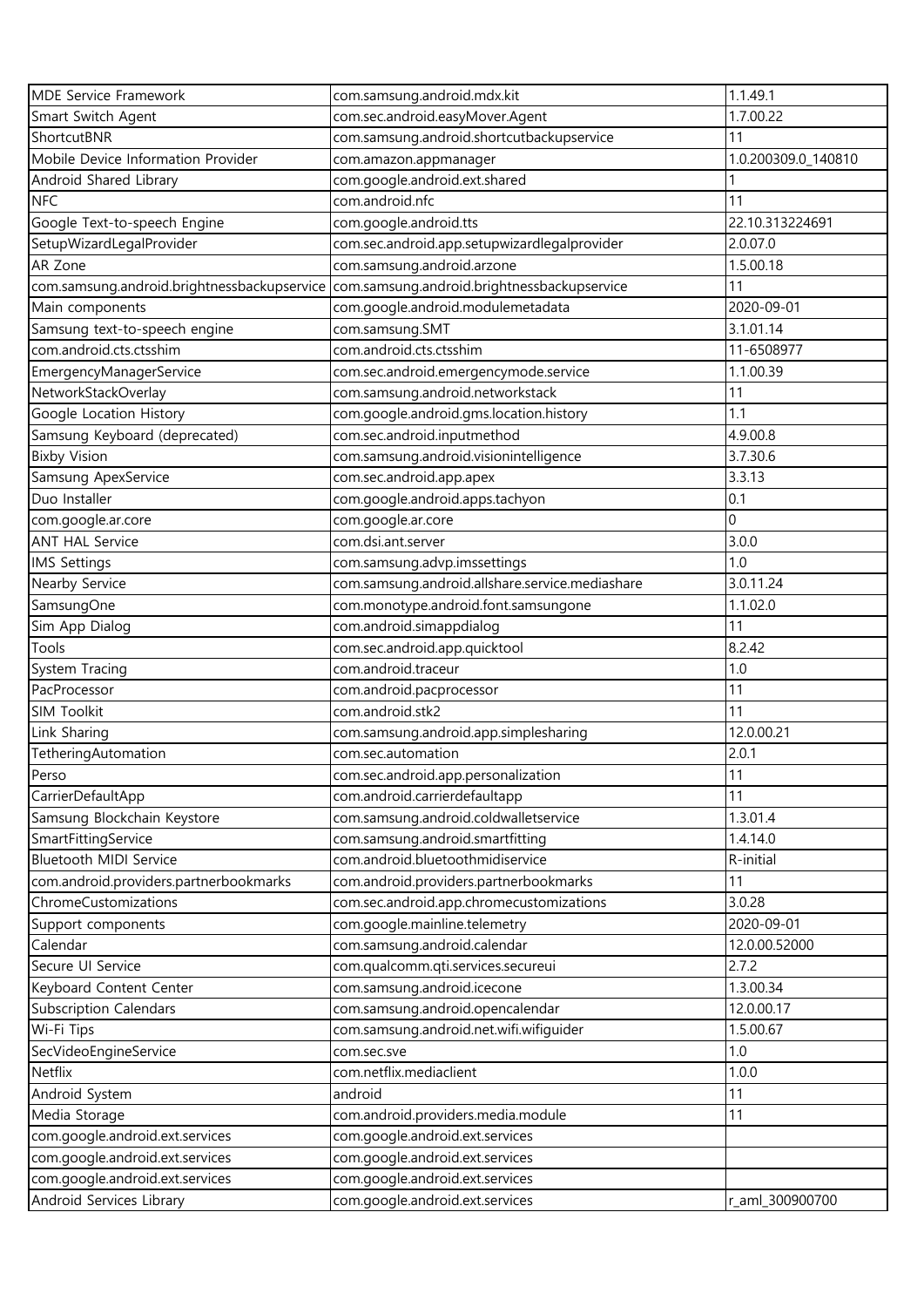| MDE Service Framework | com.samsung.android.mdx.kit | 1.1.49.1 |
|---|---|---|
| Smart Switch Agent | com.sec.android.easyMover.Agent | 1.7.00.22 |
| ShortcutBNR | com.samsung.android.shortcutbackupservice | 11 |
| Mobile Device Information Provider | com.amazon.appmanager | 1.0.200309.0_140810 |
| Android Shared Library | com.google.android.ext.shared | 1 |
| NFC | com.android.nfc | 11 |
| Google Text-to-speech Engine | com.google.android.tts | 22.10.313224691 |
| SetupWizardLegalProvider | com.sec.android.app.setupwizardlegalprovider | 2.0.07.0 |
| AR Zone | com.samsung.android.arzone | 1.5.00.18 |
| com.samsung.android.brightnessbackupservice | com.samsung.android.brightnessbackupservice | 11 |
| Main components | com.google.android.modulemetadata | 2020-09-01 |
| Samsung text-to-speech engine | com.samsung.SMT | 3.1.01.14 |
| com.android.cts.ctsshim | com.android.cts.ctsshim | 11-6508977 |
| EmergencyManagerService | com.sec.android.emergencymode.service | 1.1.00.39 |
| NetworkStackOverlay | com.samsung.android.networkstack | 11 |
| Google Location History | com.google.android.gms.location.history | 1.1 |
| Samsung Keyboard (deprecated) | com.sec.android.inputmethod | 4.9.00.8 |
| Bixby Vision | com.samsung.android.visionintelligence | 3.7.30.6 |
| Samsung ApexService | com.sec.android.app.apex | 3.3.13 |
| Duo Installer | com.google.android.apps.tachyon | 0.1 |
| com.google.ar.core | com.google.ar.core | 0 |
| ANT HAL Service | com.dsi.ant.server | 3.0.0 |
| IMS Settings | com.samsung.advp.imssettings | 1.0 |
| Nearby Service | com.samsung.android.allshare.service.mediashare | 3.0.11.24 |
| SamsungOne | com.monotype.android.font.samsungone | 1.1.02.0 |
| Sim App Dialog | com.android.simappdialog | 11 |
| Tools | com.sec.android.app.quicktool | 8.2.42 |
| System Tracing | com.android.traceur | 1.0 |
| PacProcessor | com.android.pacprocessor | 11 |
| SIM Toolkit | com.android.stk2 | 11 |
| Link Sharing | com.samsung.android.app.simplesharing | 12.0.00.21 |
| TetheringAutomation | com.sec.automation | 2.0.1 |
| Perso | com.sec.android.app.personalization | 11 |
| CarrierDefaultApp | com.android.carrierdefaultapp | 11 |
| Samsung Blockchain Keystore | com.samsung.android.coldwalletservice | 1.3.01.4 |
| SmartFittingService | com.samsung.android.smartfitting | 1.4.14.0 |
| Bluetooth MIDI Service | com.android.bluetoothmidiservice | R-initial |
| com.android.providers.partnerbookmarks | com.android.providers.partnerbookmarks | 11 |
| ChromeCustomizations | com.sec.android.app.chromecustomizations | 3.0.28 |
| Support components | com.google.mainline.telemetry | 2020-09-01 |
| Calendar | com.samsung.android.calendar | 12.0.00.52000 |
| Secure UI Service | com.qualcomm.qti.services.secureui | 2.7.2 |
| Keyboard Content Center | com.samsung.android.icecone | 1.3.00.34 |
| Subscription Calendars | com.samsung.android.opencalendar | 12.0.00.17 |
| Wi-Fi Tips | com.samsung.android.net.wifi.wifiguider | 1.5.00.67 |
| SecVideoEngineService | com.sec.sve | 1.0 |
| Netflix | com.netflix.mediaclient | 1.0.0 |
| Android System | android | 11 |
| Media Storage | com.android.providers.media.module | 11 |
| com.google.android.ext.services | com.google.android.ext.services | |
| com.google.android.ext.services | com.google.android.ext.services | |
| com.google.android.ext.services | com.google.android.ext.services | |
| Android Services Library | com.google.android.ext.services | r_aml_300900700 |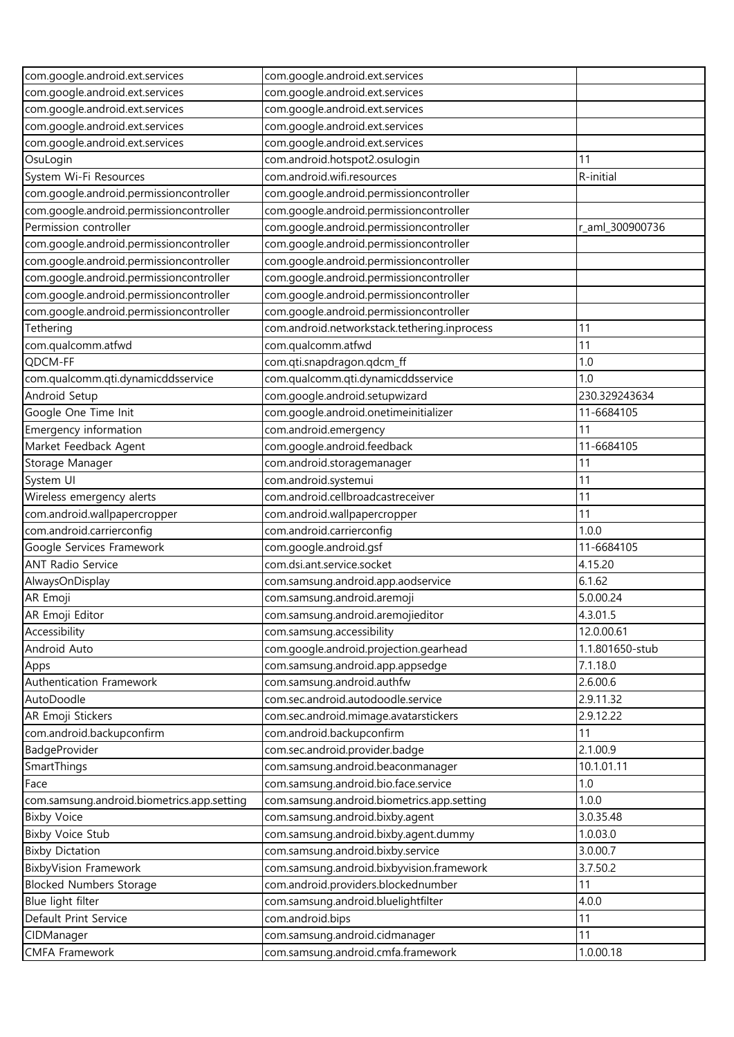| com.google.android.ext.services | com.google.android.ext.services | |
|---|---|---|
| com.google.android.ext.services | com.google.android.ext.services | |
| com.google.android.ext.services | com.google.android.ext.services | |
| com.google.android.ext.services | com.google.android.ext.services | |
| com.google.android.ext.services | com.google.android.ext.services | |
| OsuLogin | com.android.hotspot2.osulogin | 11 |
| System Wi-Fi Resources | com.android.wifi.resources | R-initial |
| com.google.android.permissioncontroller | com.google.android.permissioncontroller | |
| com.google.android.permissioncontroller | com.google.android.permissioncontroller | |
| Permission controller | com.google.android.permissioncontroller | r_aml_300900736 |
| com.google.android.permissioncontroller | com.google.android.permissioncontroller | |
| com.google.android.permissioncontroller | com.google.android.permissioncontroller | |
| com.google.android.permissioncontroller | com.google.android.permissioncontroller | |
| com.google.android.permissioncontroller | com.google.android.permissioncontroller | |
| com.google.android.permissioncontroller | com.google.android.permissioncontroller | |
| Tethering | com.android.networkstack.tethering.inprocess | 11 |
| com.qualcomm.atfwd | com.qualcomm.atfwd | 11 |
| QDCM-FF | com.qti.snapdragon.qdcm_ff | 1.0 |
| com.qualcomm.qti.dynamicddsservice | com.qualcomm.qti.dynamicddsservice | 1.0 |
| Android Setup | com.google.android.setupwizard | 230.329243634 |
| Google One Time Init | com.google.android.onetimeinitializer | 11-6684105 |
| Emergency information | com.android.emergency | 11 |
| Market Feedback Agent | com.google.android.feedback | 11-6684105 |
| Storage Manager | com.android.storagemanager | 11 |
| System UI | com.android.systemui | 11 |
| Wireless emergency alerts | com.android.cellbroadcastreceiver | 11 |
| com.android.wallpapercropper | com.android.wallpapercropper | 11 |
| com.android.carrierconfig | com.android.carrierconfig | 1.0.0 |
| Google Services Framework | com.google.android.gsf | 11-6684105 |
| ANT Radio Service | com.dsi.ant.service.socket | 4.15.20 |
| AlwaysOnDisplay | com.samsung.android.app.aodservice | 6.1.62 |
| AR Emoji | com.samsung.android.aremoji | 5.0.00.24 |
| AR Emoji Editor | com.samsung.android.aremojieditor | 4.3.01.5 |
| Accessibility | com.samsung.accessibility | 12.0.00.61 |
| Android Auto | com.google.android.projection.gearhead | 1.1.801650-stub |
| Apps | com.samsung.android.app.appsedge | 7.1.18.0 |
| Authentication Framework | com.samsung.android.authfw | 2.6.00.6 |
| AutoDoodle | com.sec.android.autodoodle.service | 2.9.11.32 |
| AR Emoji Stickers | com.sec.android.mimage.avatarstickers | 2.9.12.22 |
| com.android.backupconfirm | com.android.backupconfirm | 11 |
| BadgeProvider | com.sec.android.provider.badge | 2.1.00.9 |
| SmartThings | com.samsung.android.beaconmanager | 10.1.01.11 |
| Face | com.samsung.android.bio.face.service | 1.0 |
| com.samsung.android.biometrics.app.setting | com.samsung.android.biometrics.app.setting | 1.0.0 |
| Bixby Voice | com.samsung.android.bixby.agent | 3.0.35.48 |
| Bixby Voice Stub | com.samsung.android.bixby.agent.dummy | 1.0.03.0 |
| Bixby Dictation | com.samsung.android.bixby.service | 3.0.00.7 |
| BixbyVision Framework | com.samsung.android.bixbyvision.framework | 3.7.50.2 |
| Blocked Numbers Storage | com.android.providers.blockednumber | 11 |
| Blue light filter | com.samsung.android.bluelightfilter | 4.0.0 |
| Default Print Service | com.android.bips | 11 |
| CIDManager | com.samsung.android.cidmanager | 11 |
| CMFA Framework | com.samsung.android.cmfa.framework | 1.0.00.18 |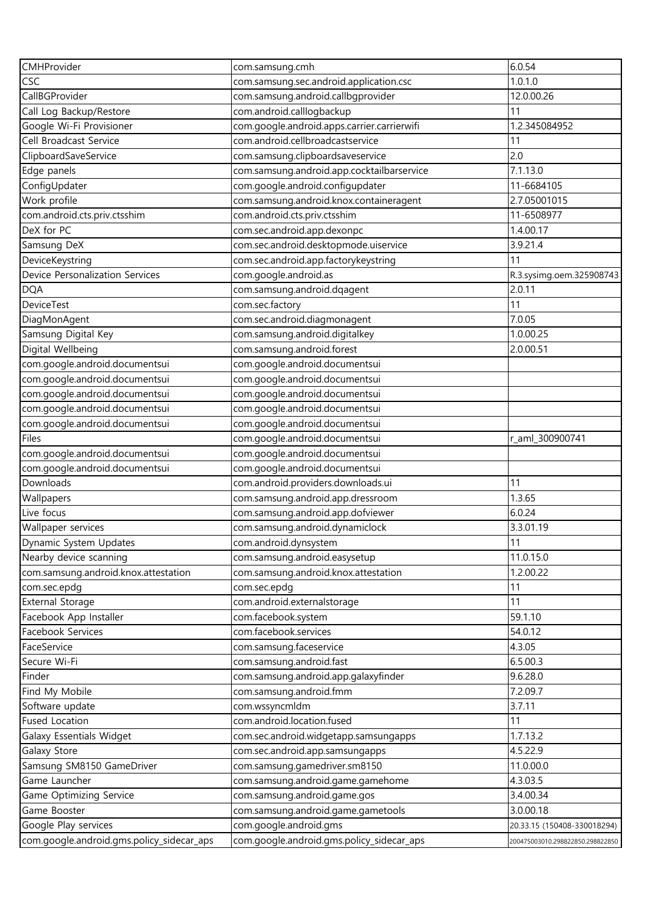| CMHProvider | com.samsung.cmh | 6.0.54 |
|---|---|---|
| CSC | com.samsung.sec.android.application.csc | 1.0.1.0 |
| CallBGProvider | com.samsung.android.callbgprovider | 12.0.00.26 |
| Call Log Backup/Restore | com.android.calllogbackup | 11 |
| Google Wi-Fi Provisioner | com.google.android.apps.carrier.carrierwifi | 1.2.345084952 |
| Cell Broadcast Service | com.android.cellbroadcastservice | 11 |
| ClipboardSaveService | com.samsung.clipboardsaveservice | 2.0 |
| Edge panels | com.samsung.android.app.cocktailbarservice | 7.1.13.0 |
| ConfigUpdater | com.google.android.configupdater | 11-6684105 |
| Work profile | com.samsung.android.knox.containeragent | 2.7.05001015 |
| com.android.cts.priv.ctsshim | com.android.cts.priv.ctsshim | 11-6508977 |
| DeX for PC | com.sec.android.app.dexonpc | 1.4.00.17 |
| Samsung DeX | com.sec.android.desktopmode.uiservice | 3.9.21.4 |
| DeviceKeystring | com.sec.android.app.factorykeystring | 11 |
| Device Personalization Services | com.google.android.as | R.3.sysimg.oem.325908743 |
| DQA | com.samsung.android.dqagent | 2.0.11 |
| DeviceTest | com.sec.factory | 11 |
| DiagMonAgent | com.sec.android.diagmonagent | 7.0.05 |
| Samsung Digital Key | com.samsung.android.digitalkey | 1.0.00.25 |
| Digital Wellbeing | com.samsung.android.forest | 2.0.00.51 |
| com.google.android.documentsui | com.google.android.documentsui | |
| com.google.android.documentsui | com.google.android.documentsui | |
| com.google.android.documentsui | com.google.android.documentsui | |
| com.google.android.documentsui | com.google.android.documentsui | |
| com.google.android.documentsui | com.google.android.documentsui | |
| Files | com.google.android.documentsui | r_aml_300900741 |
| com.google.android.documentsui | com.google.android.documentsui | |
| com.google.android.documentsui | com.google.android.documentsui | |
| Downloads | com.android.providers.downloads.ui | 11 |
| Wallpapers | com.samsung.android.app.dressroom | 1.3.65 |
| Live focus | com.samsung.android.app.dofviewer | 6.0.24 |
| Wallpaper services | com.samsung.android.dynamiclock | 3.3.01.19 |
| Dynamic System Updates | com.android.dynsystem | 11 |
| Nearby device scanning | com.samsung.android.easysetup | 11.0.15.0 |
| com.samsung.android.knox.attestation | com.samsung.android.knox.attestation | 1.2.00.22 |
| com.sec.epdg | com.sec.epdg | 11 |
| External Storage | com.android.externalstorage | 11 |
| Facebook App Installer | com.facebook.system | 59.1.10 |
| Facebook Services | com.facebook.services | 54.0.12 |
| FaceService | com.samsung.faceservice | 4.3.05 |
| Secure Wi-Fi | com.samsung.android.fast | 6.5.00.3 |
| Finder | com.samsung.android.app.galaxyfinder | 9.6.28.0 |
| Find My Mobile | com.samsung.android.fmm | 7.2.09.7 |
| Software update | com.wssyncmldm | 3.7.11 |
| Fused Location | com.android.location.fused | 11 |
| Galaxy Essentials Widget | com.sec.android.widgetapp.samsungapps | 1.7.13.2 |
| Galaxy Store | com.sec.android.app.samsungapps | 4.5.22.9 |
| Samsung SM8150 GameDriver | com.samsung.gamedriver.sm8150 | 11.0.00.0 |
| Game Launcher | com.samsung.android.game.gamehome | 4.3.03.5 |
| Game Optimizing Service | com.samsung.android.game.gos | 3.4.00.34 |
| Game Booster | com.samsung.android.game.gametools | 3.0.00.18 |
| Google Play services | com.google.android.gms | 20.33.15 (150408-330018294) |
| com.google.android.gms.policy_sidecar_aps | com.google.android.gms.policy_sidecar_aps | 200475003010.298822850.298822850 |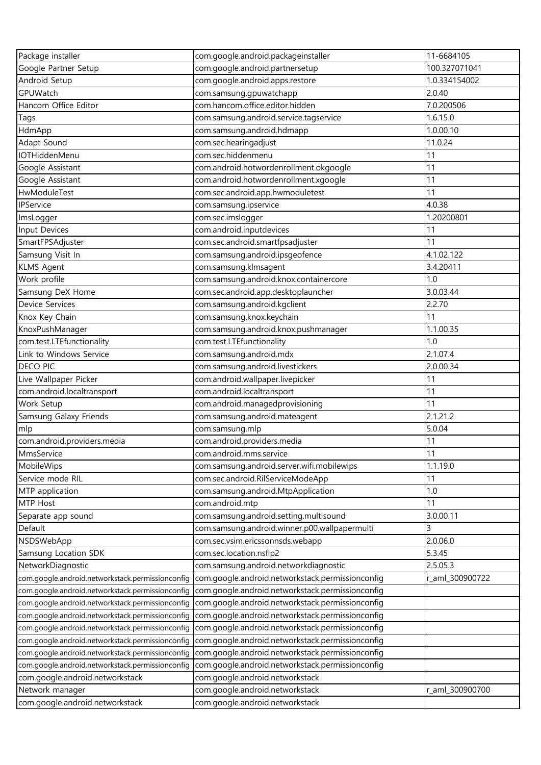| Package installer | com.google.android.packageinstaller | 11-6684105 |
|---|---|---|
| Google Partner Setup | com.google.android.partnersetup | 100.327071041 |
| Android Setup | com.google.android.apps.restore | 1.0.334154002 |
| GPUWatch | com.samsung.gpuwatchapp | 2.0.40 |
| Hancom Office Editor | com.hancom.office.editor.hidden | 7.0.200506 |
| Tags | com.samsung.android.service.tagservice | 1.6.15.0 |
| HdmApp | com.samsung.android.hdmapp | 1.0.00.10 |
| Adapt Sound | com.sec.hearingadjust | 11.0.24 |
| IOTHiddenMenu | com.sec.hiddenmenu | 11 |
| Google Assistant | com.android.hotwordenrollment.okgoogle | 11 |
| Google Assistant | com.android.hotwordenrollment.xgoogle | 11 |
| HwModuleTest | com.sec.android.app.hwmoduletest | 11 |
| IPService | com.samsung.ipservice | 4.0.38 |
| ImsLogger | com.sec.imslogger | 1.20200801 |
| Input Devices | com.android.inputdevices | 11 |
| SmartFPSAdjuster | com.sec.android.smartfpsadjuster | 11 |
| Samsung Visit In | com.samsung.android.ipsgeofence | 4.1.02.122 |
| KLMS Agent | com.samsung.klmsagent | 3.4.20411 |
| Work profile | com.samsung.android.knox.containercore | 1.0 |
| Samsung DeX Home | com.sec.android.app.desktoplauncher | 3.0.03.44 |
| Device Services | com.samsung.android.kgclient | 2.2.70 |
| Knox Key Chain | com.samsung.knox.keychain | 11 |
| KnoxPushManager | com.samsung.android.knox.pushmanager | 1.1.00.35 |
| com.test.LTEfunctionality | com.test.LTEfunctionality | 1.0 |
| Link to Windows Service | com.samsung.android.mdx | 2.1.07.4 |
| DECO PIC | com.samsung.android.livestickers | 2.0.00.34 |
| Live Wallpaper Picker | com.android.wallpaper.livepicker | 11 |
| com.android.localtransport | com.android.localtransport | 11 |
| Work Setup | com.android.managedprovisioning | 11 |
| Samsung Galaxy Friends | com.samsung.android.mateagent | 2.1.21.2 |
| mlp | com.samsung.mlp | 5.0.04 |
| com.android.providers.media | com.android.providers.media | 11 |
| MmsService | com.android.mms.service | 11 |
| MobileWips | com.samsung.android.server.wifi.mobilewips | 1.1.19.0 |
| Service mode RIL | com.sec.android.RilServiceModeApp | 11 |
| MTP application | com.samsung.android.MtpApplication | 1.0 |
| MTP Host | com.android.mtp | 11 |
| Separate app sound | com.samsung.android.setting.multisound | 3.0.00.11 |
| Default | com.samsung.android.winner.p00.wallpapermulti | 3 |
| NSDSWebApp | com.sec.vsim.ericssonnsds.webapp | 2.0.06.0 |
| Samsung Location SDK | com.sec.location.nsflp2 | 5.3.45 |
| NetworkDiagnostic | com.samsung.android.networkdiagnostic | 2.5.05.3 |
| com.google.android.networkstack.permissionconfig | com.google.android.networkstack.permissionconfig | r_aml_300900722 |
| com.google.android.networkstack.permissionconfig | com.google.android.networkstack.permissionconfig | |
| com.google.android.networkstack.permissionconfig | com.google.android.networkstack.permissionconfig | |
| com.google.android.networkstack.permissionconfig | com.google.android.networkstack.permissionconfig | |
| com.google.android.networkstack.permissionconfig | com.google.android.networkstack.permissionconfig | |
| com.google.android.networkstack.permissionconfig | com.google.android.networkstack.permissionconfig | |
| com.google.android.networkstack.permissionconfig | com.google.android.networkstack.permissionconfig | |
| com.google.android.networkstack.permissionconfig | com.google.android.networkstack.permissionconfig | |
| com.google.android.networkstack | com.google.android.networkstack | |
| Network manager | com.google.android.networkstack | r_aml_300900700 |
| com.google.android.networkstack | com.google.android.networkstack | |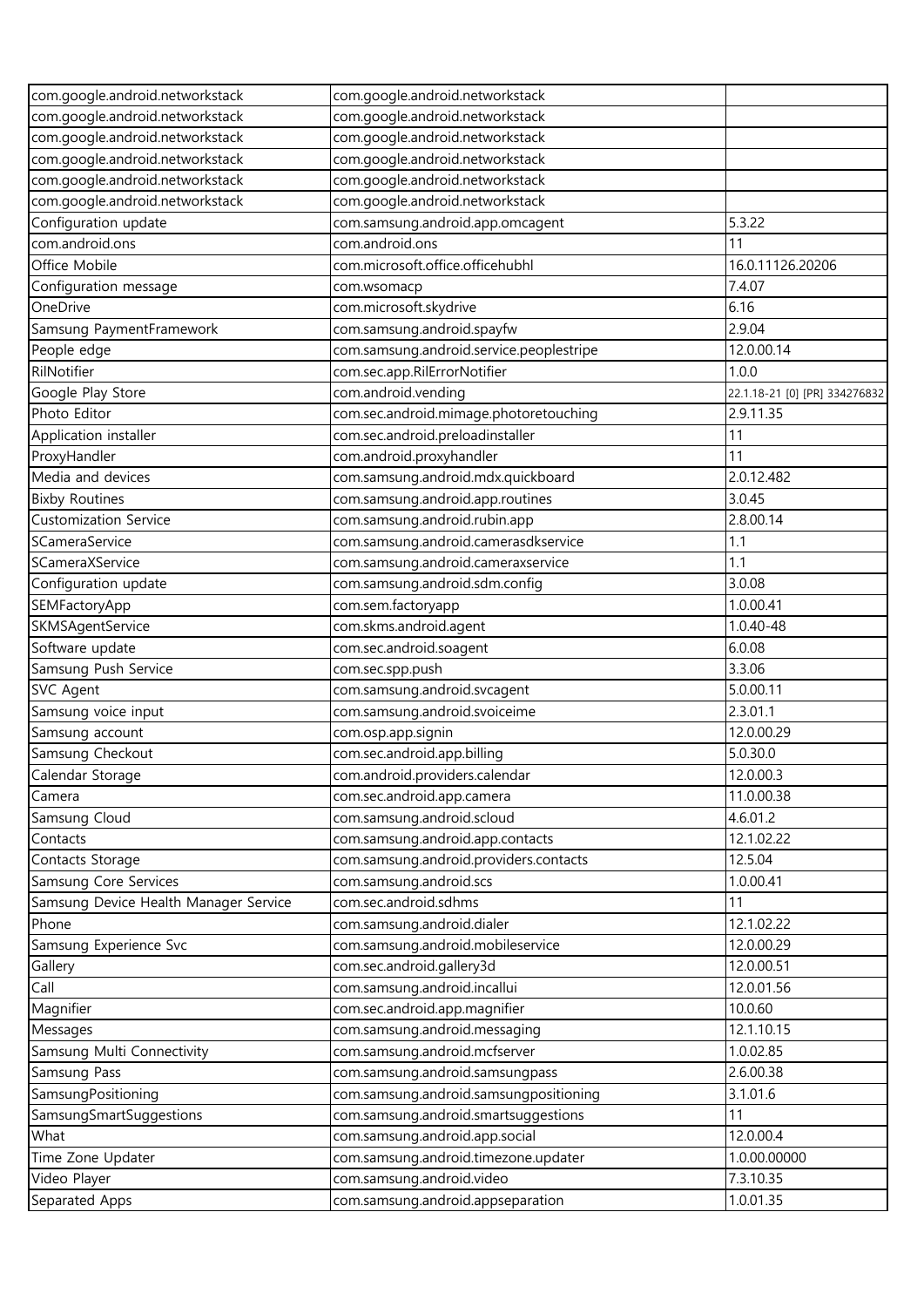| com.google.android.networkstack | com.google.android.networkstack | |
|---|---|---|
| com.google.android.networkstack | com.google.android.networkstack | |
| com.google.android.networkstack | com.google.android.networkstack | |
| com.google.android.networkstack | com.google.android.networkstack | |
| com.google.android.networkstack | com.google.android.networkstack | |
| com.google.android.networkstack | com.google.android.networkstack | |
| Configuration update | com.samsung.android.app.omcagent | 5.3.22 |
| com.android.ons | com.android.ons | 11 |
| Office Mobile | com.microsoft.office.officehubhl | 16.0.11126.20206 |
| Configuration message | com.wsomacp | 7.4.07 |
| OneDrive | com.microsoft.skydrive | 6.16 |
| Samsung PaymentFramework | com.samsung.android.spayfw | 2.9.04 |
| People edge | com.samsung.android.service.peoplestripe | 12.0.00.14 |
| RilNotifier | com.sec.app.RilErrorNotifier | 1.0.0 |
| Google Play Store | com.android.vending | 22.1.18-21 [0] [PR] 334276832 |
| Photo Editor | com.sec.android.mimage.photoretouching | 2.9.11.35 |
| Application installer | com.sec.android.preloadinstaller | 11 |
| ProxyHandler | com.android.proxyhandler | 11 |
| Media and devices | com.samsung.android.mdx.quickboard | 2.0.12.482 |
| Bixby Routines | com.samsung.android.app.routines | 3.0.45 |
| Customization Service | com.samsung.android.rubin.app | 2.8.00.14 |
| SCameraService | com.samsung.android.camerasdkservice | 1.1 |
| SCameraXService | com.samsung.android.cameraxservice | 1.1 |
| Configuration update | com.samsung.android.sdm.config | 3.0.08 |
| SEMFactoryApp | com.sem.factoryapp | 1.0.00.41 |
| SKMSAgentService | com.skms.android.agent | 1.0.40-48 |
| Software update | com.sec.android.soagent | 6.0.08 |
| Samsung Push Service | com.sec.spp.push | 3.3.06 |
| SVC Agent | com.samsung.android.svcagent | 5.0.00.11 |
| Samsung voice input | com.samsung.android.svoiceime | 2.3.01.1 |
| Samsung account | com.osp.app.signin | 12.0.00.29 |
| Samsung Checkout | com.sec.android.app.billing | 5.0.30.0 |
| Calendar Storage | com.android.providers.calendar | 12.0.00.3 |
| Camera | com.sec.android.app.camera | 11.0.00.38 |
| Samsung Cloud | com.samsung.android.scloud | 4.6.01.2 |
| Contacts | com.samsung.android.app.contacts | 12.1.02.22 |
| Contacts Storage | com.samsung.android.providers.contacts | 12.5.04 |
| Samsung Core Services | com.samsung.android.scs | 1.0.00.41 |
| Samsung Device Health Manager Service | com.sec.android.sdhms | 11 |
| Phone | com.samsung.android.dialer | 12.1.02.22 |
| Samsung Experience Svc | com.samsung.android.mobileservice | 12.0.00.29 |
| Gallery | com.sec.android.gallery3d | 12.0.00.51 |
| Call | com.samsung.android.incallui | 12.0.01.56 |
| Magnifier | com.sec.android.app.magnifier | 10.0.60 |
| Messages | com.samsung.android.messaging | 12.1.10.15 |
| Samsung Multi Connectivity | com.samsung.android.mcfserver | 1.0.02.85 |
| Samsung Pass | com.samsung.android.samsungpass | 2.6.00.38 |
| SamsungPositioning | com.samsung.android.samsungpositioning | 3.1.01.6 |
| SamsungSmartSuggestions | com.samsung.android.smartsuggestions | 11 |
| What | com.samsung.android.app.social | 12.0.00.4 |
| Time Zone Updater | com.samsung.android.timezone.updater | 1.0.00.00000 |
| Video Player | com.samsung.android.video | 7.3.10.35 |
| Separated Apps | com.samsung.android.appseparation | 1.0.01.35 |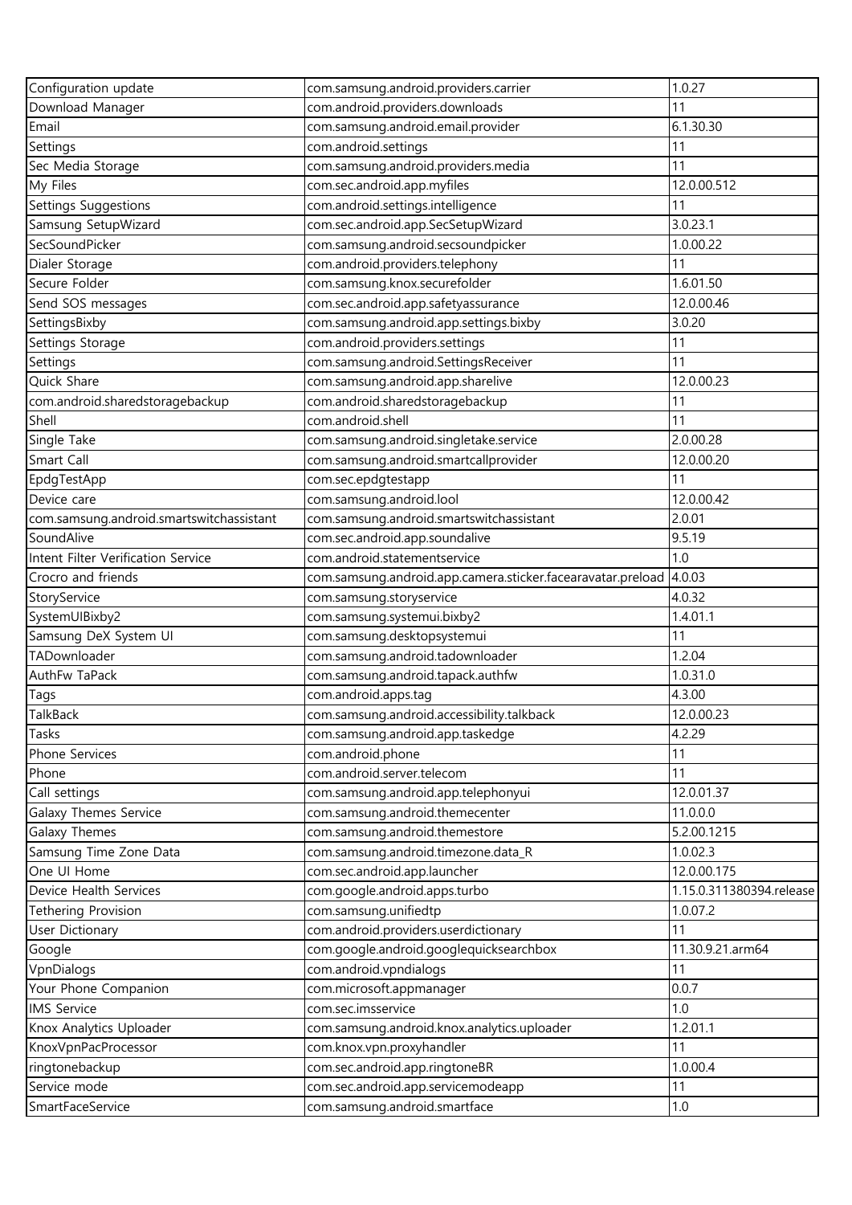| Configuration update | com.samsung.android.providers.carrier | 1.0.27 |
|---|---|---|
| Download Manager | com.android.providers.downloads | 11 |
| Email | com.samsung.android.email.provider | 6.1.30.30 |
| Settings | com.android.settings | 11 |
| Sec Media Storage | com.samsung.android.providers.media | 11 |
| My Files | com.sec.android.app.myfiles | 12.0.00.512 |
| Settings Suggestions | com.android.settings.intelligence | 11 |
| Samsung SetupWizard | com.sec.android.app.SecSetupWizard | 3.0.23.1 |
| SecSoundPicker | com.samsung.android.secsoundpicker | 1.0.00.22 |
| Dialer Storage | com.android.providers.telephony | 11 |
| Secure Folder | com.samsung.knox.securefolder | 1.6.01.50 |
| Send SOS messages | com.sec.android.app.safetyassurance | 12.0.00.46 |
| SettingsBixby | com.samsung.android.app.settings.bixby | 3.0.20 |
| Settings Storage | com.android.providers.settings | 11 |
| Settings | com.samsung.android.SettingsReceiver | 11 |
| Quick Share | com.samsung.android.app.sharelive | 12.0.00.23 |
| com.android.sharedstoragebackup | com.android.sharedstoragebackup | 11 |
| Shell | com.android.shell | 11 |
| Single Take | com.samsung.android.singletake.service | 2.0.00.28 |
| Smart Call | com.samsung.android.smartcallprovider | 12.0.00.20 |
| EpdgTestApp | com.sec.epdgtestapp | 11 |
| Device care | com.samsung.android.lool | 12.0.00.42 |
| com.samsung.android.smartswitchassistant | com.samsung.android.smartswitchassistant | 2.0.01 |
| SoundAlive | com.sec.android.app.soundalive | 9.5.19 |
| Intent Filter Verification Service | com.android.statementservice | 1.0 |
| Crocro and friends | com.samsung.android.app.camera.sticker.facearavatar.preload | 4.0.03 |
| StoryService | com.samsung.storyservice | 4.0.32 |
| SystemUIBixby2 | com.samsung.systemui.bixby2 | 1.4.01.1 |
| Samsung DeX System UI | com.samsung.desktopsystemui | 11 |
| TADownloader | com.samsung.android.tadownloader | 1.2.04 |
| AuthFw TaPack | com.samsung.android.tapack.authfw | 1.0.31.0 |
| Tags | com.android.apps.tag | 4.3.00 |
| TalkBack | com.samsung.android.accessibility.talkback | 12.0.00.23 |
| Tasks | com.samsung.android.app.taskedge | 4.2.29 |
| Phone Services | com.android.phone | 11 |
| Phone | com.android.server.telecom | 11 |
| Call settings | com.samsung.android.app.telephonyui | 12.0.01.37 |
| Galaxy Themes Service | com.samsung.android.themecenter | 11.0.0.0 |
| Galaxy Themes | com.samsung.android.themestore | 5.2.00.1215 |
| Samsung Time Zone Data | com.samsung.android.timezone.data_R | 1.0.02.3 |
| One UI Home | com.sec.android.app.launcher | 12.0.00.175 |
| Device Health Services | com.google.android.apps.turbo | 1.15.0.311380394.release |
| Tethering Provision | com.samsung.unifiedtp | 1.0.07.2 |
| User Dictionary | com.android.providers.userdictionary | 11 |
| Google | com.google.android.googlequicksearchbox | 11.30.9.21.arm64 |
| VpnDialogs | com.android.vpndialogs | 11 |
| Your Phone Companion | com.microsoft.appmanager | 0.0.7 |
| IMS Service | com.sec.imsservice | 1.0 |
| Knox Analytics Uploader | com.samsung.android.knox.analytics.uploader | 1.2.01.1 |
| KnoxVpnPacProcessor | com.knox.vpn.proxyhandler | 11 |
| ringtonebackup | com.sec.android.app.ringtoneBR | 1.0.00.4 |
| Service mode | com.sec.android.app.servicemodeapp | 11 |
| SmartFaceService | com.samsung.android.smartface | 1.0 |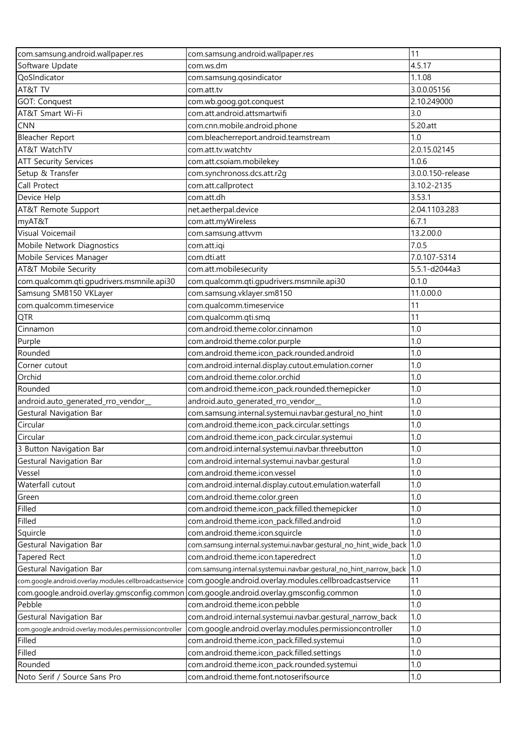| com.samsung.android.wallpaper.res | com.samsung.android.wallpaper.res | 11 |
|---|---|---|
| Software Update | com.ws.dm | 4.5.17 |
| QoSIndicator | com.samsung.qosindicator | 1.1.08 |
| AT&T TV | com.att.tv | 3.0.0.05156 |
| GOT: Conquest | com.wb.goog.got.conquest | 2.10.249000 |
| AT&T Smart Wi-Fi | com.att.android.attsmartwifi | 3.0 |
| CNN | com.cnn.mobile.android.phone | 5.20.att |
| Bleacher Report | com.bleacherreport.android.teamstream | 1.0 |
| AT&T WatchTV | com.att.tv.watchtv | 2.0.15.02145 |
| ATT Security Services | com.att.csoiam.mobilekey | 1.0.6 |
| Setup & Transfer | com.synchronoss.dcs.att.r2g | 3.0.0.150-release |
| Call Protect | com.att.callprotect | 3.10.2-2135 |
| Device Help | com.att.dh | 3.53.1 |
| AT&T Remote Support | net.aetherpal.device | 2.04.1103.283 |
| myAT&T | com.att.myWireless | 6.7.1 |
| Visual Voicemail | com.samsung.attvvm | 13.2.00.0 |
| Mobile Network Diagnostics | com.att.iqi | 7.0.5 |
| Mobile Services Manager | com.dti.att | 7.0.107-5314 |
| AT&T Mobile Security | com.att.mobilesecurity | 5.5.1-d2044a3 |
| com.qualcomm.qti.gpudrivers.msmnile.api30 | com.qualcomm.qti.gpudrivers.msmnile.api30 | 0.1.0 |
| Samsung SM8150 VKLayer | com.samsung.vklayer.sm8150 | 11.0.00.0 |
| com.qualcomm.timeservice | com.qualcomm.timeservice | 11 |
| QTR | com.qualcomm.qti.smq | 11 |
| Cinnamon | com.android.theme.color.cinnamon | 1.0 |
| Purple | com.android.theme.color.purple | 1.0 |
| Rounded | com.android.theme.icon_pack.rounded.android | 1.0 |
| Corner cutout | com.android.internal.display.cutout.emulation.corner | 1.0 |
| Orchid | com.android.theme.color.orchid | 1.0 |
| Rounded | com.android.theme.icon_pack.rounded.themepicker | 1.0 |
| android.auto_generated_rro_vendor__ | android.auto_generated_rro_vendor__ | 1.0 |
| Gestural Navigation Bar | com.samsung.internal.systemui.navbar.gestural_no_hint | 1.0 |
| Circular | com.android.theme.icon_pack.circular.settings | 1.0 |
| Circular | com.android.theme.icon_pack.circular.systemui | 1.0 |
| 3 Button Navigation Bar | com.android.internal.systemui.navbar.threebutton | 1.0 |
| Gestural Navigation Bar | com.android.internal.systemui.navbar.gestural | 1.0 |
| Vessel | com.android.theme.icon.vessel | 1.0 |
| Waterfall cutout | com.android.internal.display.cutout.emulation.waterfall | 1.0 |
| Green | com.android.theme.color.green | 1.0 |
| Filled | com.android.theme.icon_pack.filled.themepicker | 1.0 |
| Filled | com.android.theme.icon_pack.filled.android | 1.0 |
| Squircle | com.android.theme.icon.squircle | 1.0 |
| Gestural Navigation Bar | com.samsung.internal.systemui.navbar.gestural_no_hint_wide_back | 1.0 |
| Tapered Rect | com.android.theme.icon.taperedrect | 1.0 |
| Gestural Navigation Bar | com.samsung.internal.systemui.navbar.gestural_no_hint_narrow_back | 1.0 |
| com.google.android.overlay.modules.cellbroadcastservice | com.google.android.overlay.modules.cellbroadcastservice | 11 |
| com.google.android.overlay.gmsconfig.common | com.google.android.overlay.gmsconfig.common | 1.0 |
| Pebble | com.android.theme.icon.pebble | 1.0 |
| Gestural Navigation Bar | com.android.internal.systemui.navbar.gestural_narrow_back | 1.0 |
| com.google.android.overlay.modules.permissioncontroller | com.google.android.overlay.modules.permissioncontroller | 1.0 |
| Filled | com.android.theme.icon_pack.filled.systemui | 1.0 |
| Filled | com.android.theme.icon_pack.filled.settings | 1.0 |
| Rounded | com.android.theme.icon_pack.rounded.systemui | 1.0 |
| Noto Serif / Source Sans Pro | com.android.theme.font.notoserifsource | 1.0 |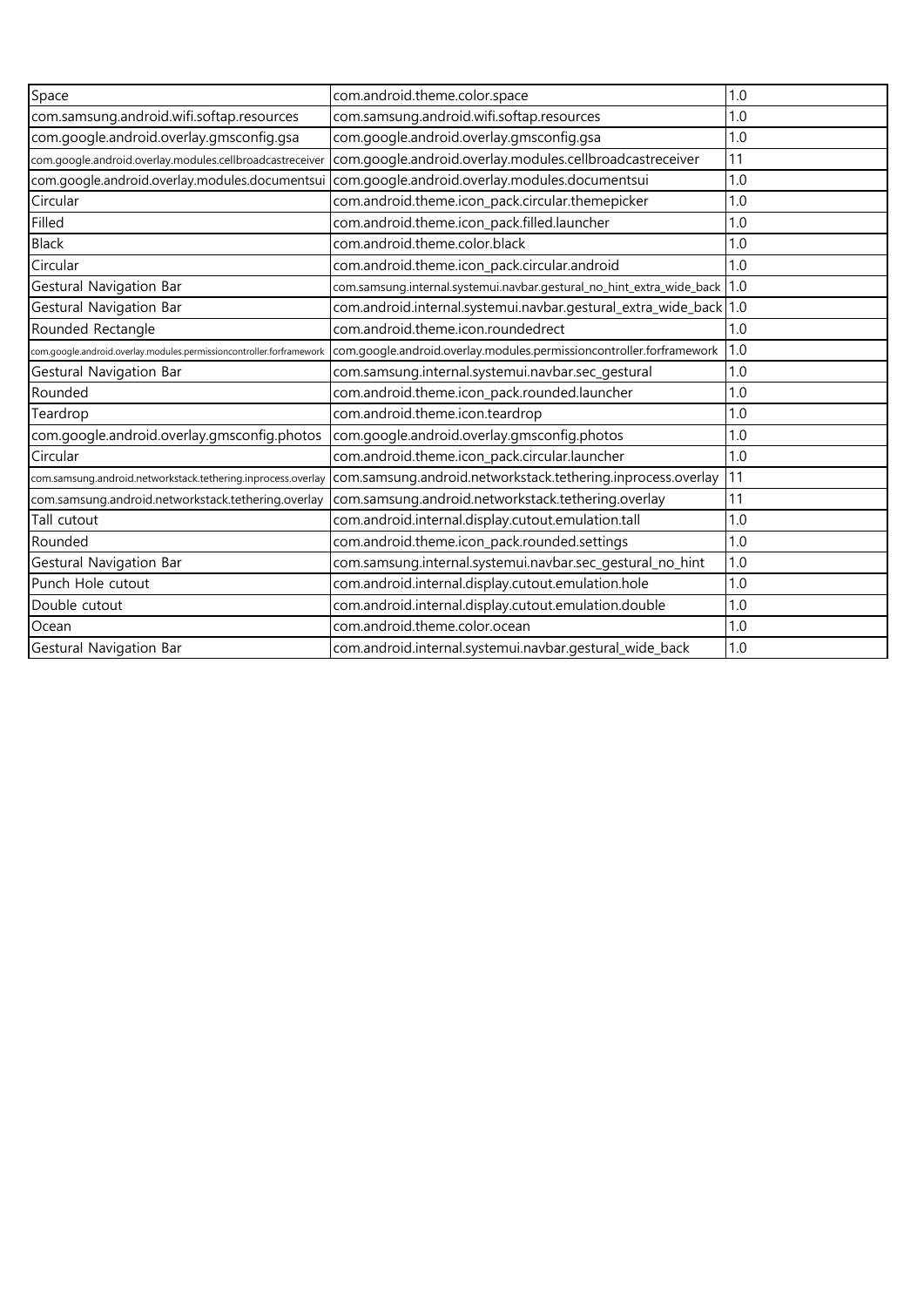| | | |
|---|---|---|
| Space | com.android.theme.color.space | 1.0 |
| com.samsung.android.wifi.softap.resources | com.samsung.android.wifi.softap.resources | 1.0 |
| com.google.android.overlay.gmsconfig.gsa | com.google.android.overlay.gmsconfig.gsa | 1.0 |
| com.google.android.overlay.modules.cellbroadcastreceiver | com.google.android.overlay.modules.cellbroadcastreceiver | 11 |
| com.google.android.overlay.modules.documentsui | com.google.android.overlay.modules.documentsui | 1.0 |
| Circular | com.android.theme.icon_pack.circular.themepicker | 1.0 |
| Filled | com.android.theme.icon_pack.filled.launcher | 1.0 |
| Black | com.android.theme.color.black | 1.0 |
| Circular | com.android.theme.icon_pack.circular.android | 1.0 |
| Gestural Navigation Bar | com.samsung.internal.systemui.navbar.gestural_no_hint_extra_wide_back | 1.0 |
| Gestural Navigation Bar | com.android.internal.systemui.navbar.gestural_extra_wide_back | 1.0 |
| Rounded Rectangle | com.android.theme.icon.roundedrect | 1.0 |
| com.google.android.overlay.modules.permissioncontroller.forframework | com.google.android.overlay.modules.permissioncontroller.forframework | 1.0 |
| Gestural Navigation Bar | com.samsung.internal.systemui.navbar.sec_gestural | 1.0 |
| Rounded | com.android.theme.icon_pack.rounded.launcher | 1.0 |
| Teardrop | com.android.theme.icon.teardrop | 1.0 |
| com.google.android.overlay.gmsconfig.photos | com.google.android.overlay.gmsconfig.photos | 1.0 |
| Circular | com.android.theme.icon_pack.circular.launcher | 1.0 |
| com.samsung.android.networkstack.tethering.inprocess.overlay | com.samsung.android.networkstack.tethering.inprocess.overlay | 11 |
| com.samsung.android.networkstack.tethering.overlay | com.samsung.android.networkstack.tethering.overlay | 11 |
| Tall cutout | com.android.internal.display.cutout.emulation.tall | 1.0 |
| Rounded | com.android.theme.icon_pack.rounded.settings | 1.0 |
| Gestural Navigation Bar | com.samsung.internal.systemui.navbar.sec_gestural_no_hint | 1.0 |
| Punch Hole cutout | com.android.internal.display.cutout.emulation.hole | 1.0 |
| Double cutout | com.android.internal.display.cutout.emulation.double | 1.0 |
| Ocean | com.android.theme.color.ocean | 1.0 |
| Gestural Navigation Bar | com.android.internal.systemui.navbar.gestural_wide_back | 1.0 |